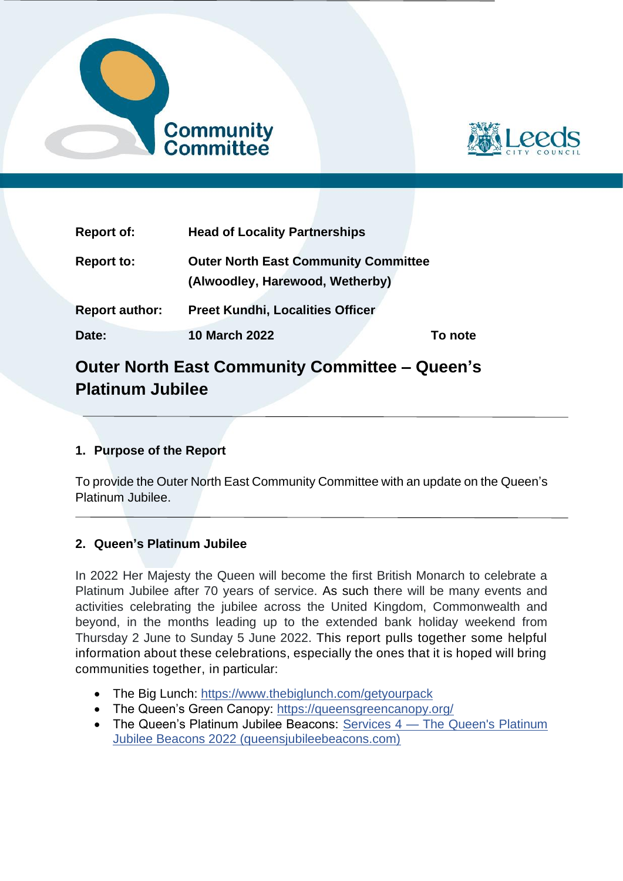Community Committee

Leeds CITY COUNCIL

| | | |
|---|---|---|
| **Report of:** | **Head of Locality Partnerships** | |
| **Report to:** | **Outer North East Community Committee (Alwoodley, Harewood, Wetherby)** | |
| **Report author:** | **Preet Kundhi, Localities Officer** | |
| **Date:** | **10 March 2022** | **To note** |

# Outer North East Community Committee – Queen's Platinum Jubilee

## 1. Purpose of the Report

To provide the Outer North East Community Committee with an update on the Queen's Platinum Jubilee.

## 2. Queen's Platinum Jubilee

In 2022 Her Majesty the Queen will become the first British Monarch to celebrate a Platinum Jubilee after 70 years of service. As such there will be many events and activities celebrating the jubilee across the United Kingdom, Commonwealth and beyond, in the months leading up to the extended bank holiday weekend from Thursday 2 June to Sunday 5 June 2022. This report pulls together some helpful information about these celebrations, especially the ones that it is hoped will bring communities together, in particular:

- The Big Lunch: https://www.thebiglunch.com/getyourpack
- The Queen's Green Canopy: https://queensgreencanopy.org/
- The Queen's Platinum Jubilee Beacons: Services 4 — The Queen's Platinum Jubilee Beacons 2022 (queensjubileebeacons.com)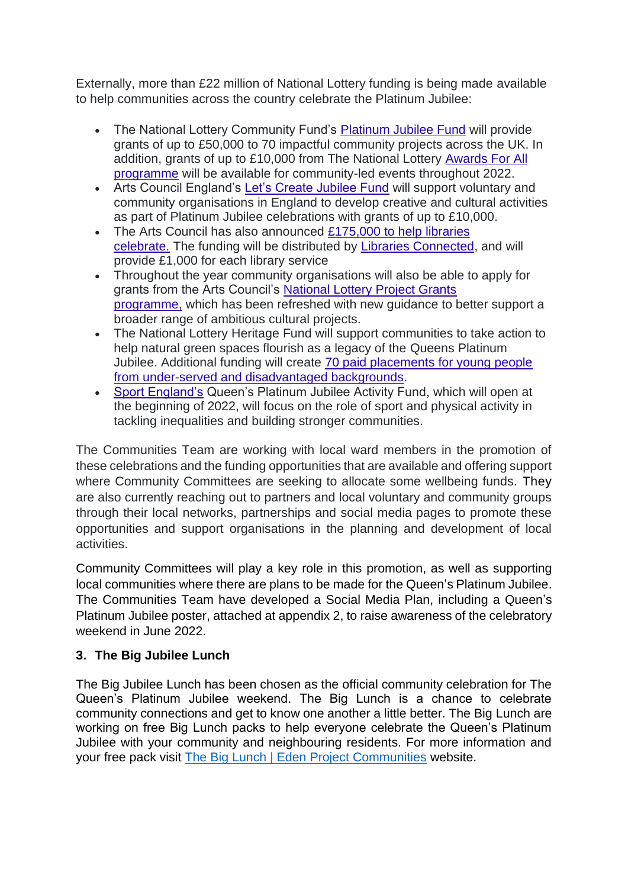Externally, more than £22 million of National Lottery funding is being made available to help communities across the country celebrate the Platinum Jubilee:

- The National Lottery Community Fund's Platinum Jubilee Fund will provide grants of up to £50,000 to 70 impactful community projects across the UK. In addition, grants of up to £10,000 from The National Lottery Awards For All programme will be available for community-led events throughout 2022.
- Arts Council England's Let's Create Jubilee Fund will support voluntary and community organisations in England to develop creative and cultural activities as part of Platinum Jubilee celebrations with grants of up to £10,000.
- The Arts Council has also announced £175,000 to help libraries celebrate. The funding will be distributed by Libraries Connected, and will provide £1,000 for each library service
- Throughout the year community organisations will also be able to apply for grants from the Arts Council's National Lottery Project Grants programme, which has been refreshed with new guidance to better support a broader range of ambitious cultural projects.
- The National Lottery Heritage Fund will support communities to take action to help natural green spaces flourish as a legacy of the Queens Platinum Jubilee. Additional funding will create 70 paid placements for young people from under-served and disadvantaged backgrounds.
- Sport England's Queen's Platinum Jubilee Activity Fund, which will open at the beginning of 2022, will focus on the role of sport and physical activity in tackling inequalities and building stronger communities.

The Communities Team are working with local ward members in the promotion of these celebrations and the funding opportunities that are available and offering support where Community Committees are seeking to allocate some wellbeing funds. They are also currently reaching out to partners and local voluntary and community groups through their local networks, partnerships and social media pages to promote these opportunities and support organisations in the planning and development of local activities.

Community Committees will play a key role in this promotion, as well as supporting local communities where there are plans to be made for the Queen's Platinum Jubilee. The Communities Team have developed a Social Media Plan, including a Queen's Platinum Jubilee poster, attached at appendix 2, to raise awareness of the celebratory weekend in June 2022.

### 3. The Big Jubilee Lunch

The Big Jubilee Lunch has been chosen as the official community celebration for The Queen's Platinum Jubilee weekend. The Big Lunch is a chance to celebrate community connections and get to know one another a little better. The Big Lunch are working on free Big Lunch packs to help everyone celebrate the Queen's Platinum Jubilee with your community and neighbouring residents. For more information and your free pack visit The Big Lunch | Eden Project Communities website.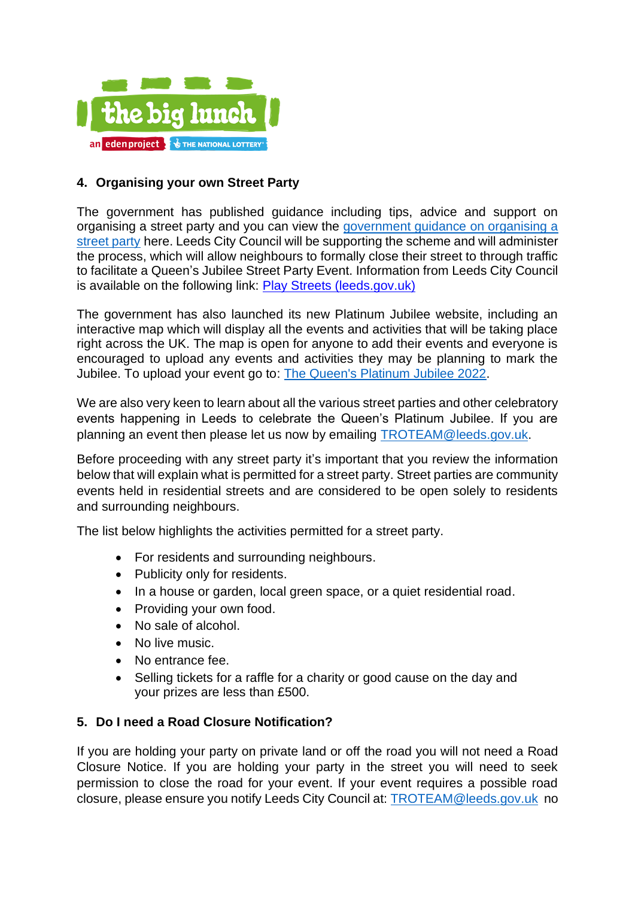## 4. Organising your own Street Party

The government has published guidance including tips, advice and support on organising a street party and you can view the government guidance on organising a street party here. Leeds City Council will be supporting the scheme and will administer the process, which will allow neighbours to formally close their street to through traffic to facilitate a Queen's Jubilee Street Party Event. Information from Leeds City Council is available on the following link: Play Streets (leeds.gov.uk)

The government has also launched its new Platinum Jubilee website, including an interactive map which will display all the events and activities that will be taking place right across the UK. The map is open for anyone to add their events and everyone is encouraged to upload any events and activities they may be planning to mark the Jubilee. To upload your event go to: The Queen's Platinum Jubilee 2022.

We are also very keen to learn about all the various street parties and other celebratory events happening in Leeds to celebrate the Queen's Platinum Jubilee. If you are planning an event then please let us now by emailing TROTEAM@leeds.gov.uk.

Before proceeding with any street party it's important that you review the information below that will explain what is permitted for a street party. Street parties are community events held in residential streets and are considered to be open solely to residents and surrounding neighbours.

The list below highlights the activities permitted for a street party.

- For residents and surrounding neighbours.
- Publicity only for residents.
- In a house or garden, local green space, or a quiet residential road.
- Providing your own food.
- No sale of alcohol.
- No live music.
- No entrance fee.
- Selling tickets for a raffle for a charity or good cause on the day and your prizes are less than £500.

## 5. Do I need a Road Closure Notification?

If you are holding your party on private land or off the road you will not need a Road Closure Notice. If you are holding your party in the street you will need to seek permission to close the road for your event. If your event requires a possible road closure, please ensure you notify Leeds City Council at: TROTEAM@leeds.gov.uk no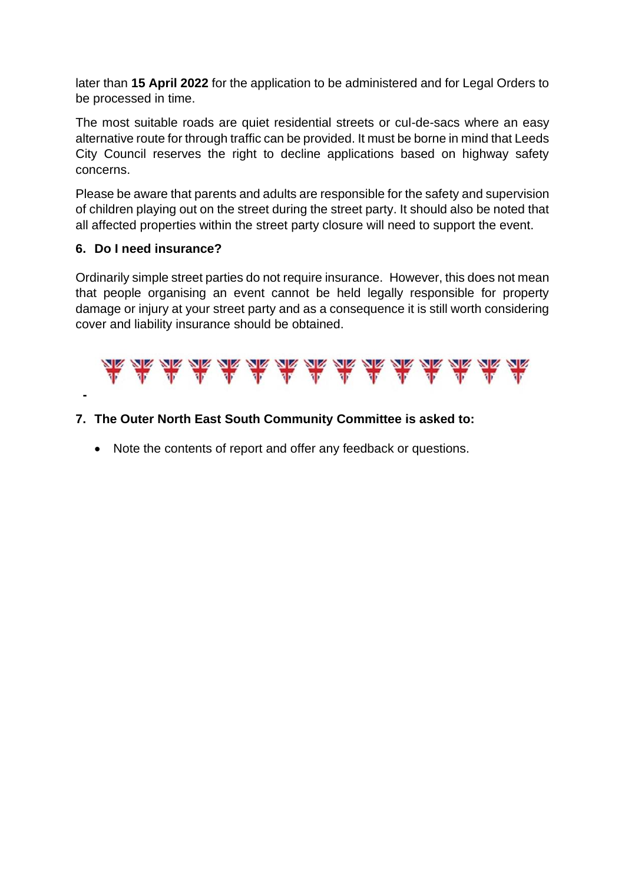later than **15 April 2022** for the application to be administered and for Legal Orders to be processed in time.

The most suitable roads are quiet residential streets or cul-de-sacs where an easy alternative route for through traffic can be provided. It must be borne in mind that Leeds City Council reserves the right to decline applications based on highway safety concerns.

Please be aware that parents and adults are responsible for the safety and supervision of children playing out on the street during the street party. It should also be noted that all affected properties within the street party closure will need to support the event.

**6. Do I need insurance?**

Ordinarily simple street parties do not require insurance. However, this does not mean that people organising an event cannot be held legally responsible for property damage or injury at your street party and as a consequence it is still worth considering cover and liability insurance should be obtained.

-

**7. The Outer North East South Community Committee is asked to:**

- Note the contents of report and offer any feedback or questions.